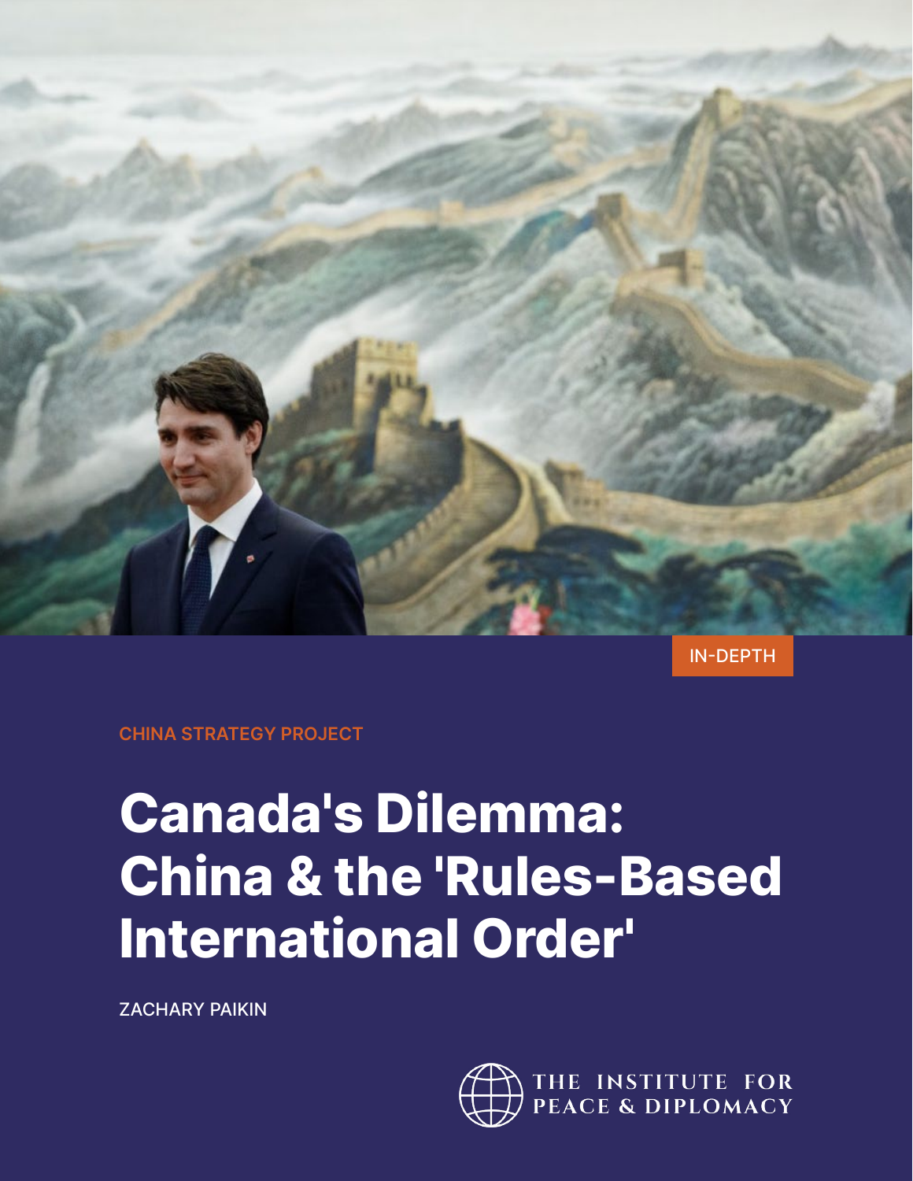IN-DEPTH

CHINA STRATEGY PROJECT

# Canada's Dilemma: China & the 'Rules-Based International Order'

ZACHARY PAIKIN

THE INSTITUTE FOR PEACE & DIPLOMACY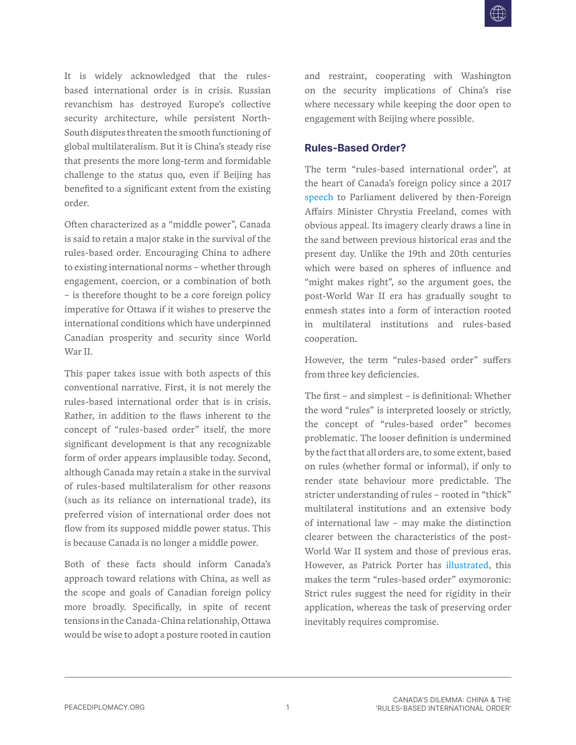It is widely acknowledged that the rules-based international order is in crisis. Russian revanchism has destroyed Europe's collective security architecture, while persistent North-South disputes threaten the smooth functioning of global multilateralism. But it is China's steady rise that presents the more long-term and formidable challenge to the status quo, even if Beijing has benefited to a significant extent from the existing order.

Often characterized as a "middle power", Canada is said to retain a major stake in the survival of the rules-based order. Encouraging China to adhere to existing international norms – whether through engagement, coercion, or a combination of both – is therefore thought to be a core foreign policy imperative for Ottawa if it wishes to preserve the international conditions which have underpinned Canadian prosperity and security since World War II.

This paper takes issue with both aspects of this conventional narrative. First, it is not merely the rules-based international order that is in crisis. Rather, in addition to the flaws inherent to the concept of "rules-based order" itself, the more significant development is that any recognizable form of order appears implausible today. Second, although Canada may retain a stake in the survival of rules-based multilateralism for other reasons (such as its reliance on international trade), its preferred vision of international order does not flow from its supposed middle power status. This is because Canada is no longer a middle power.

Both of these facts should inform Canada's approach toward relations with China, as well as the scope and goals of Canadian foreign policy more broadly. Specifically, in spite of recent tensions in the Canada-China relationship, Ottawa would be wise to adopt a posture rooted in caution and restraint, cooperating with Washington on the security implications of China's rise where necessary while keeping the door open to engagement with Beijing where possible.

## Rules-Based Order?

The term "rules-based international order", at the heart of Canada's foreign policy since a 2017 speech to Parliament delivered by then-Foreign Affairs Minister Chrystia Freeland, comes with obvious appeal. Its imagery clearly draws a line in the sand between previous historical eras and the present day. Unlike the 19th and 20th centuries which were based on spheres of influence and "might makes right", so the argument goes, the post-World War II era has gradually sought to enmesh states into a form of interaction rooted in multilateral institutions and rules-based cooperation.

However, the term "rules-based order" suffers from three key deficiencies.

The first – and simplest – is definitional: Whether the word "rules" is interpreted loosely or strictly, the concept of "rules-based order" becomes problematic. The looser definition is undermined by the fact that all orders are, to some extent, based on rules (whether formal or informal), if only to render state behaviour more predictable. The stricter understanding of rules – rooted in "thick" multilateral institutions and an extensive body of international law – may make the distinction clearer between the characteristics of the post-World War II system and those of previous eras. However, as Patrick Porter has illustrated, this makes the term "rules-based order" oxymoronic: Strict rules suggest the need for rigidity in their application, whereas the task of preserving order inevitably requires compromise.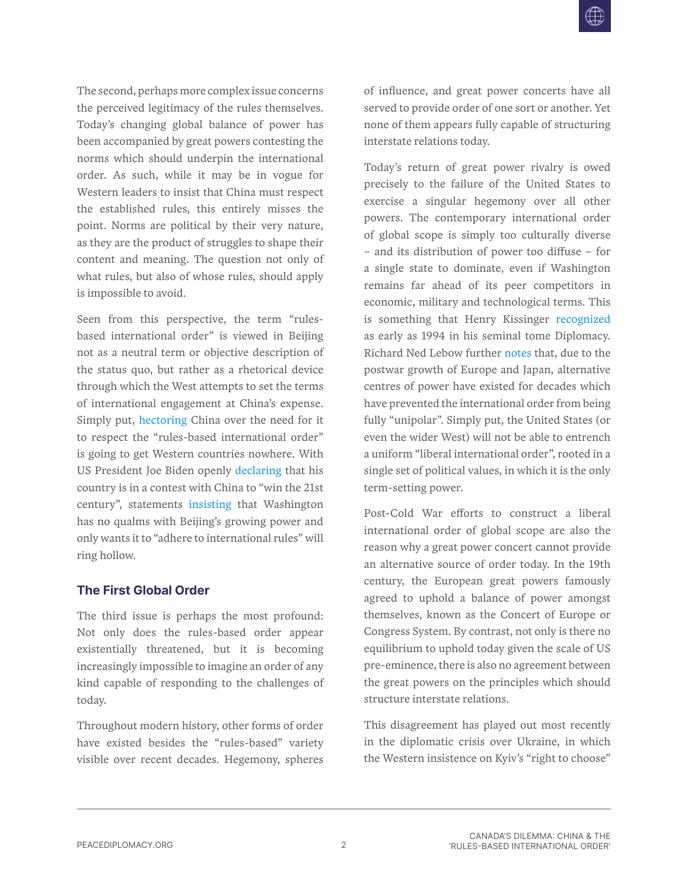The second, perhaps more complex issue concerns the perceived legitimacy of the rules themselves. Today's changing global balance of power has been accompanied by great powers contesting the norms which should underpin the international order. As such, while it may be in vogue for Western leaders to insist that China must respect the established rules, this entirely misses the point. Norms are political by their very nature, as they are the product of struggles to shape their content and meaning. The question not only of what rules, but also of whose rules, should apply is impossible to avoid.

Seen from this perspective, the term "rules-based international order" is viewed in Beijing not as a neutral term or objective description of the status quo, but rather as a rhetorical device through which the West attempts to set the terms of international engagement at China's expense. Simply put, hectoring China over the need for it to respect the "rules-based international order" is going to get Western countries nowhere. With US President Joe Biden openly declaring that his country is in a contest with China to "win the 21st century", statements insisting that Washington has no qualms with Beijing's growing power and only wants it to "adhere to international rules" will ring hollow.

### The First Global Order

The third issue is perhaps the most profound: Not only does the rules-based order appear existentially threatened, but it is becoming increasingly impossible to imagine an order of any kind capable of responding to the challenges of today.

Throughout modern history, other forms of order have existed besides the "rules-based" variety visible over recent decades. Hegemony, spheres of influence, and great power concerts have all served to provide order of one sort or another. Yet none of them appears fully capable of structuring interstate relations today.

Today's return of great power rivalry is owed precisely to the failure of the United States to exercise a singular hegemony over all other powers. The contemporary international order of global scope is simply too culturally diverse – and its distribution of power too diffuse – for a single state to dominate, even if Washington remains far ahead of its peer competitors in economic, military and technological terms. This is something that Henry Kissinger recognized as early as 1994 in his seminal tome Diplomacy. Richard Ned Lebow further notes that, due to the postwar growth of Europe and Japan, alternative centres of power have existed for decades which have prevented the international order from being fully "unipolar". Simply put, the United States (or even the wider West) will not be able to entrench a uniform "liberal international order", rooted in a single set of political values, in which it is the only term-setting power.

Post-Cold War efforts to construct a liberal international order of global scope are also the reason why a great power concert cannot provide an alternative source of order today. In the 19th century, the European great powers famously agreed to uphold a balance of power amongst themselves, known as the Concert of Europe or Congress System. By contrast, not only is there no equilibrium to uphold today given the scale of US pre-eminence, there is also no agreement between the great powers on the principles which should structure interstate relations.

This disagreement has played out most recently in the diplomatic crisis over Ukraine, in which the Western insistence on Kyiv's "right to choose"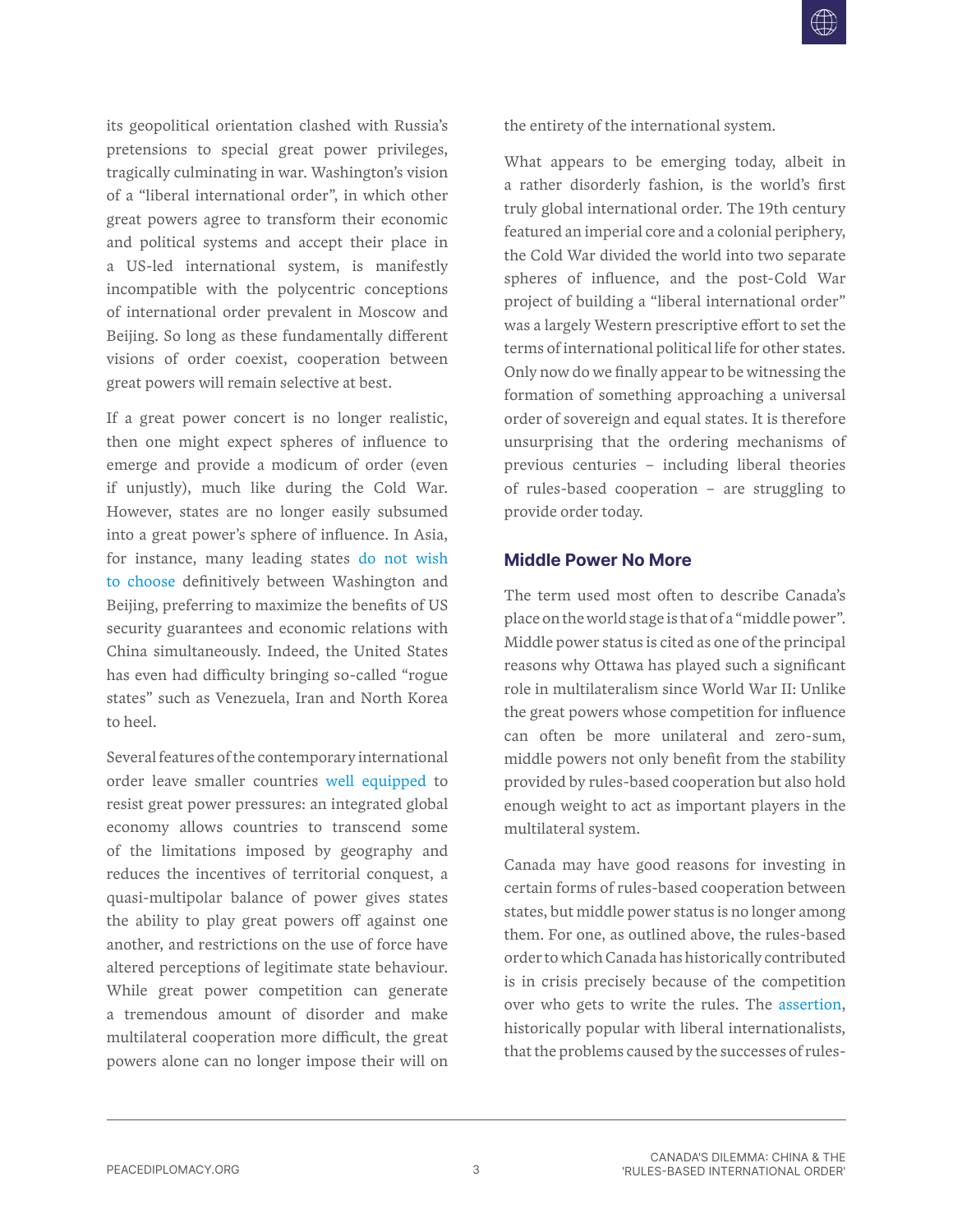its geopolitical orientation clashed with Russia's pretensions to special great power privileges, tragically culminating in war. Washington's vision of a "liberal international order", in which other great powers agree to transform their economic and political systems and accept their place in a US-led international system, is manifestly incompatible with the polycentric conceptions of international order prevalent in Moscow and Beijing. So long as these fundamentally different visions of order coexist, cooperation between great powers will remain selective at best.

If a great power concert is no longer realistic, then one might expect spheres of influence to emerge and provide a modicum of order (even if unjustly), much like during the Cold War. However, states are no longer easily subsumed into a great power's sphere of influence. In Asia, for instance, many leading states do not wish to choose definitively between Washington and Beijing, preferring to maximize the benefits of US security guarantees and economic relations with China simultaneously. Indeed, the United States has even had difficulty bringing so-called "rogue states" such as Venezuela, Iran and North Korea to heel.

Several features of the contemporary international order leave smaller countries well equipped to resist great power pressures: an integrated global economy allows countries to transcend some of the limitations imposed by geography and reduces the incentives of territorial conquest, a quasi-multipolar balance of power gives states the ability to play great powers off against one another, and restrictions on the use of force have altered perceptions of legitimate state behaviour. While great power competition can generate a tremendous amount of disorder and make multilateral cooperation more difficult, the great powers alone can no longer impose their will on the entirety of the international system.

What appears to be emerging today, albeit in a rather disorderly fashion, is the world's first truly global international order. The 19th century featured an imperial core and a colonial periphery, the Cold War divided the world into two separate spheres of influence, and the post-Cold War project of building a "liberal international order" was a largely Western prescriptive effort to set the terms of international political life for other states. Only now do we finally appear to be witnessing the formation of something approaching a universal order of sovereign and equal states. It is therefore unsurprising that the ordering mechanisms of previous centuries – including liberal theories of rules-based cooperation – are struggling to provide order today.

## Middle Power No More

The term used most often to describe Canada's place on the world stage is that of a "middle power". Middle power status is cited as one of the principal reasons why Ottawa has played such a significant role in multilateralism since World War II: Unlike the great powers whose competition for influence can often be more unilateral and zero-sum, middle powers not only benefit from the stability provided by rules-based cooperation but also hold enough weight to act as important players in the multilateral system.

Canada may have good reasons for investing in certain forms of rules-based cooperation between states, but middle power status is no longer among them. For one, as outlined above, the rules-based order to which Canada has historically contributed is in crisis precisely because of the competition over who gets to write the rules. The assertion, historically popular with liberal internationalists, that the problems caused by the successes of rules-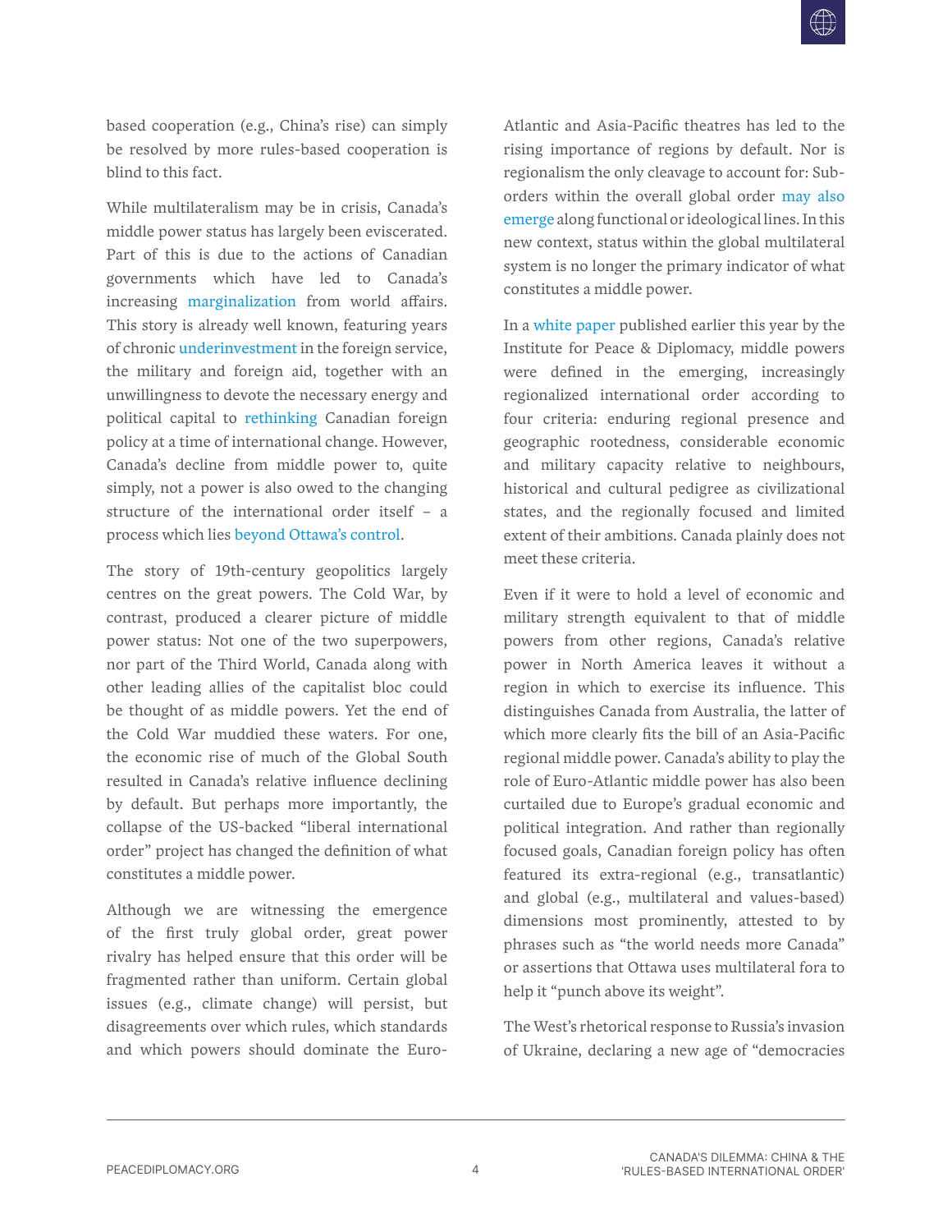based cooperation (e.g., China's rise) can simply be resolved by more rules-based cooperation is blind to this fact.

While multilateralism may be in crisis, Canada's middle power status has largely been eviscerated. Part of this is due to the actions of Canadian governments which have led to Canada's increasing marginalization from world affairs. This story is already well known, featuring years of chronic underinvestment in the foreign service, the military and foreign aid, together with an unwillingness to devote the necessary energy and political capital to rethinking Canadian foreign policy at a time of international change. However, Canada's decline from middle power to, quite simply, not a power is also owed to the changing structure of the international order itself – a process which lies beyond Ottawa's control.

The story of 19th-century geopolitics largely centres on the great powers. The Cold War, by contrast, produced a clearer picture of middle power status: Not one of the two superpowers, nor part of the Third World, Canada along with other leading allies of the capitalist bloc could be thought of as middle powers. Yet the end of the Cold War muddied these waters. For one, the economic rise of much of the Global South resulted in Canada's relative influence declining by default. But perhaps more importantly, the collapse of the US-backed "liberal international order" project has changed the definition of what constitutes a middle power.

Although we are witnessing the emergence of the first truly global order, great power rivalry has helped ensure that this order will be fragmented rather than uniform. Certain global issues (e.g., climate change) will persist, but disagreements over which rules, which standards and which powers should dominate the Euro-Atlantic and Asia-Pacific theatres has led to the rising importance of regions by default. Nor is regionalism the only cleavage to account for: Sub-orders within the overall global order may also emerge along functional or ideological lines. In this new context, status within the global multilateral system is no longer the primary indicator of what constitutes a middle power.

In a white paper published earlier this year by the Institute for Peace & Diplomacy, middle powers were defined in the emerging, increasingly regionalized international order according to four criteria: enduring regional presence and geographic rootedness, considerable economic and military capacity relative to neighbours, historical and cultural pedigree as civilizational states, and the regionally focused and limited extent of their ambitions. Canada plainly does not meet these criteria.

Even if it were to hold a level of economic and military strength equivalent to that of middle powers from other regions, Canada's relative power in North America leaves it without a region in which to exercise its influence. This distinguishes Canada from Australia, the latter of which more clearly fits the bill of an Asia-Pacific regional middle power. Canada's ability to play the role of Euro-Atlantic middle power has also been curtailed due to Europe's gradual economic and political integration. And rather than regionally focused goals, Canadian foreign policy has often featured its extra-regional (e.g., transatlantic) and global (e.g., multilateral and values-based) dimensions most prominently, attested to by phrases such as "the world needs more Canada" or assertions that Ottawa uses multilateral fora to help it "punch above its weight".

The West's rhetorical response to Russia's invasion of Ukraine, declaring a new age of "democracies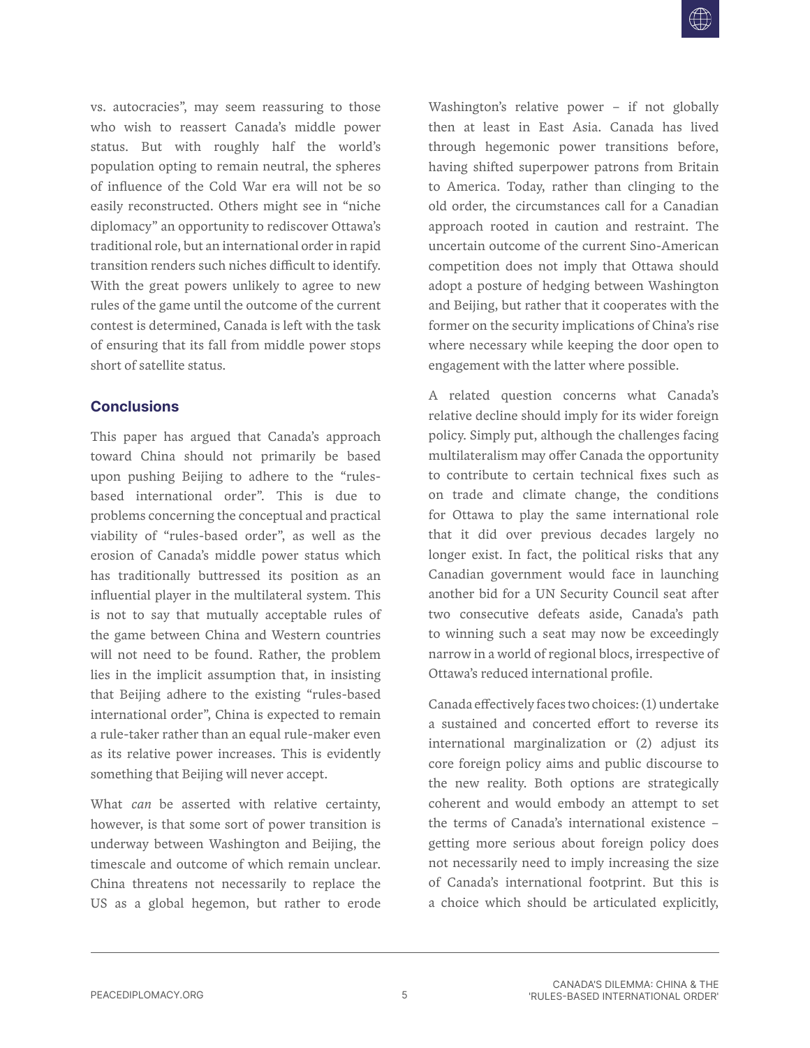vs. autocracies", may seem reassuring to those who wish to reassert Canada's middle power status. But with roughly half the world's population opting to remain neutral, the spheres of influence of the Cold War era will not be so easily reconstructed. Others might see in "niche diplomacy" an opportunity to rediscover Ottawa's traditional role, but an international order in rapid transition renders such niches difficult to identify. With the great powers unlikely to agree to new rules of the game until the outcome of the current contest is determined, Canada is left with the task of ensuring that its fall from middle power stops short of satellite status.

## Conclusions

This paper has argued that Canada's approach toward China should not primarily be based upon pushing Beijing to adhere to the "rules-based international order". This is due to problems concerning the conceptual and practical viability of "rules-based order", as well as the erosion of Canada's middle power status which has traditionally buttressed its position as an influential player in the multilateral system. This is not to say that mutually acceptable rules of the game between China and Western countries will not need to be found. Rather, the problem lies in the implicit assumption that, in insisting that Beijing adhere to the existing "rules-based international order", China is expected to remain a rule-taker rather than an equal rule-maker even as its relative power increases. This is evidently something that Beijing will never accept.

What *can* be asserted with relative certainty, however, is that some sort of power transition is underway between Washington and Beijing, the timescale and outcome of which remain unclear. China threatens not necessarily to replace the US as a global hegemon, but rather to erode Washington's relative power – if not globally then at least in East Asia. Canada has lived through hegemonic power transitions before, having shifted superpower patrons from Britain to America. Today, rather than clinging to the old order, the circumstances call for a Canadian approach rooted in caution and restraint. The uncertain outcome of the current Sino-American competition does not imply that Ottawa should adopt a posture of hedging between Washington and Beijing, but rather that it cooperates with the former on the security implications of China's rise where necessary while keeping the door open to engagement with the latter where possible.

A related question concerns what Canada's relative decline should imply for its wider foreign policy. Simply put, although the challenges facing multilateralism may offer Canada the opportunity to contribute to certain technical fixes such as on trade and climate change, the conditions for Ottawa to play the same international role that it did over previous decades largely no longer exist. In fact, the political risks that any Canadian government would face in launching another bid for a UN Security Council seat after two consecutive defeats aside, Canada's path to winning such a seat may now be exceedingly narrow in a world of regional blocs, irrespective of Ottawa's reduced international profile.

Canada effectively faces two choices: (1) undertake a sustained and concerted effort to reverse its international marginalization or (2) adjust its core foreign policy aims and public discourse to the new reality. Both options are strategically coherent and would embody an attempt to set the terms of Canada's international existence – getting more serious about foreign policy does not necessarily need to imply increasing the size of Canada's international footprint. But this is a choice which should be articulated explicitly,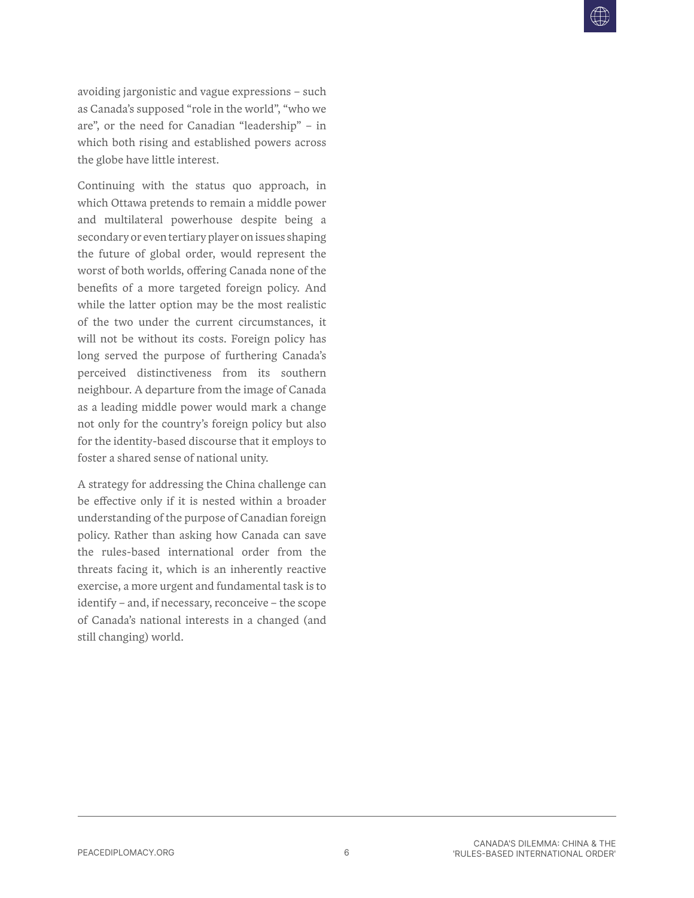avoiding jargonistic and vague expressions – such as Canada's supposed "role in the world", "who we are", or the need for Canadian "leadership" – in which both rising and established powers across the globe have little interest.

Continuing with the status quo approach, in which Ottawa pretends to remain a middle power and multilateral powerhouse despite being a secondary or even tertiary player on issues shaping the future of global order, would represent the worst of both worlds, offering Canada none of the benefits of a more targeted foreign policy. And while the latter option may be the most realistic of the two under the current circumstances, it will not be without its costs. Foreign policy has long served the purpose of furthering Canada's perceived distinctiveness from its southern neighbour. A departure from the image of Canada as a leading middle power would mark a change not only for the country's foreign policy but also for the identity-based discourse that it employs to foster a shared sense of national unity.

A strategy for addressing the China challenge can be effective only if it is nested within a broader understanding of the purpose of Canadian foreign policy. Rather than asking how Canada can save the rules-based international order from the threats facing it, which is an inherently reactive exercise, a more urgent and fundamental task is to identify – and, if necessary, reconceive – the scope of Canada's national interests in a changed (and still changing) world.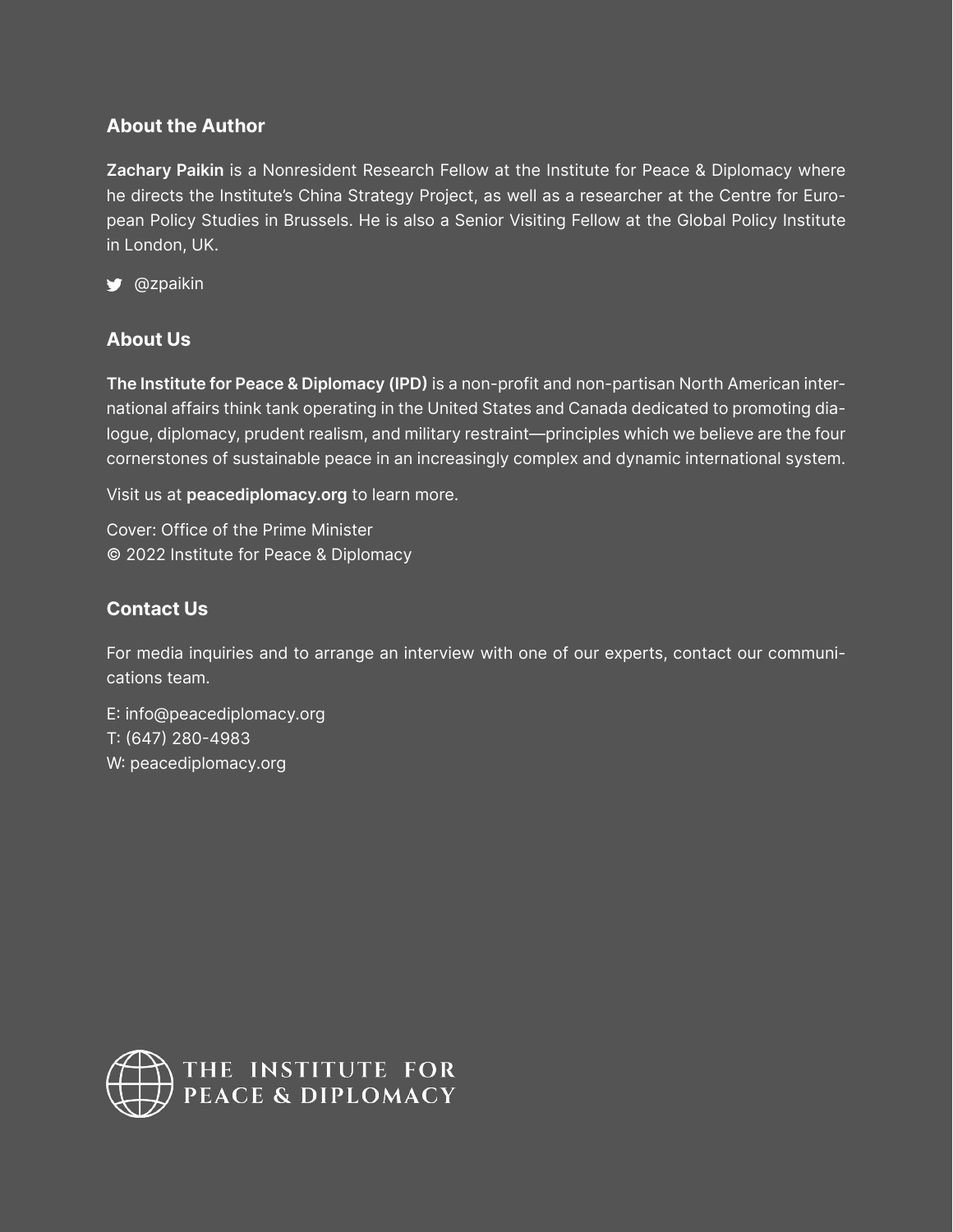## About the Author

**Zachary Paikin** is a Nonresident Research Fellow at the Institute for Peace & Diplomacy where he directs the Institute's China Strategy Project, as well as a researcher at the Centre for European Policy Studies in Brussels. He is also a Senior Visiting Fellow at the Global Policy Institute in London, UK.

@zpaikin

## About Us

**The Institute for Peace & Diplomacy (IPD)** is a non-profit and non-partisan North American international affairs think tank operating in the United States and Canada dedicated to promoting dialogue, diplomacy, prudent realism, and military restraint—principles which we believe are the four cornerstones of sustainable peace in an increasingly complex and dynamic international system.

Visit us at **peacediplomacy.org** to learn more.

Cover: Office of the Prime Minister
© 2022 Institute for Peace & Diplomacy

## Contact Us

For media inquiries and to arrange an interview with one of our experts, contact our communications team.

E: info@peacediplomacy.org
T: (647) 280-4983
W: peacediplomacy.org

THE INSTITUTE FOR PEACE & DIPLOMACY